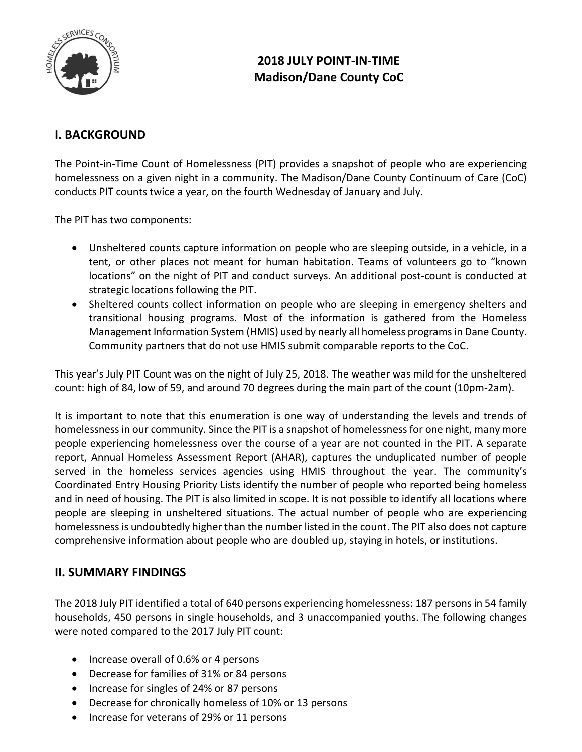# 2018 JULY POINT-IN-TIME
# Madison/Dane County CoC

## I. BACKGROUND

The Point-in-Time Count of Homelessness (PIT) provides a snapshot of people who are experiencing homelessness on a given night in a community. The Madison/Dane County Continuum of Care (CoC) conducts PIT counts twice a year, on the fourth Wednesday of January and July.

The PIT has two components:

- Unsheltered counts capture information on people who are sleeping outside, in a vehicle, in a tent, or other places not meant for human habitation. Teams of volunteers go to "known locations" on the night of PIT and conduct surveys. An additional post-count is conducted at strategic locations following the PIT.
- Sheltered counts collect information on people who are sleeping in emergency shelters and transitional housing programs. Most of the information is gathered from the Homeless Management Information System (HMIS) used by nearly all homeless programs in Dane County. Community partners that do not use HMIS submit comparable reports to the CoC.

This year's July PIT Count was on the night of July 25, 2018. The weather was mild for the unsheltered count: high of 84, low of 59, and around 70 degrees during the main part of the count (10pm-2am).

It is important to note that this enumeration is one way of understanding the levels and trends of homelessness in our community. Since the PIT is a snapshot of homelessness for one night, many more people experiencing homelessness over the course of a year are not counted in the PIT. A separate report, Annual Homeless Assessment Report (AHAR), captures the unduplicated number of people served in the homeless services agencies using HMIS throughout the year. The community's Coordinated Entry Housing Priority Lists identify the number of people who reported being homeless and in need of housing. The PIT is also limited in scope. It is not possible to identify all locations where people are sleeping in unsheltered situations. The actual number of people who are experiencing homelessness is undoubtedly higher than the number listed in the count. The PIT also does not capture comprehensive information about people who are doubled up, staying in hotels, or institutions.

## II. SUMMARY FINDINGS

The 2018 July PIT identified a total of 640 persons experiencing homelessness: 187 persons in 54 family households, 450 persons in single households, and 3 unaccompanied youths. The following changes were noted compared to the 2017 July PIT count:

- Increase overall of 0.6% or 4 persons
- Decrease for families of 31% or 84 persons
- Increase for singles of 24% or 87 persons
- Decrease for chronically homeless of 10% or 13 persons
- Increase for veterans of 29% or 11 persons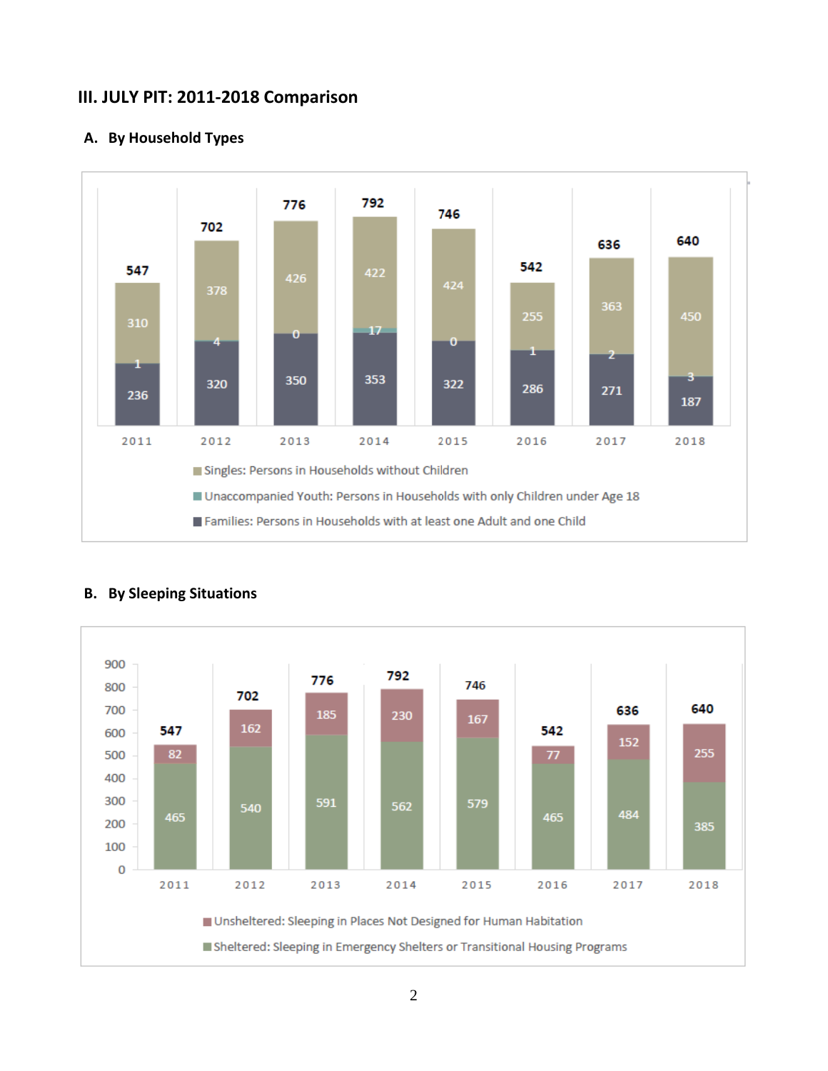## III. JULY PIT: 2011-2018 Comparison

### A. By Household Types

| Year | Singles: Persons in Households without Children | Unaccompanied Youth: Persons in Households with only Children under Age 18 | Families: Persons in Households with at least one Adult and one Child | Total |
|---|---|---|---|---|
| 2011 | 310 | 1 | 236 | 547 |
| 2012 | 378 | 4 | 320 | 702 |
| 2013 | 426 | 0 | 350 | 776 |
| 2014 | 422 | 17 | 353 | 792 |
| 2015 | 424 | 0 | 322 | 746 |
| 2016 | 255 | 1 | 286 | 542 |
| 2017 | 363 | 2 | 271 | 636 |
| 2018 | 450 | 3 | 187 | 640 |

### B. By Sleeping Situations

| Year | Unsheltered: Sleeping in Places Not Designed for Human Habitation | Sheltered: Sleeping in Emergency Shelters or Transitional Housing Programs | Total |
|---|---|---|---|
| 2011 | 82 | 465 | 547 |
| 2012 | 162 | 540 | 702 |
| 2013 | 185 | 591 | 776 |
| 2014 | 230 | 562 | 792 |
| 2015 | 167 | 579 | 746 |
| 2016 | 77 | 465 | 542 |
| 2017 | 152 | 484 | 636 |
| 2018 | 255 | 385 | 640 |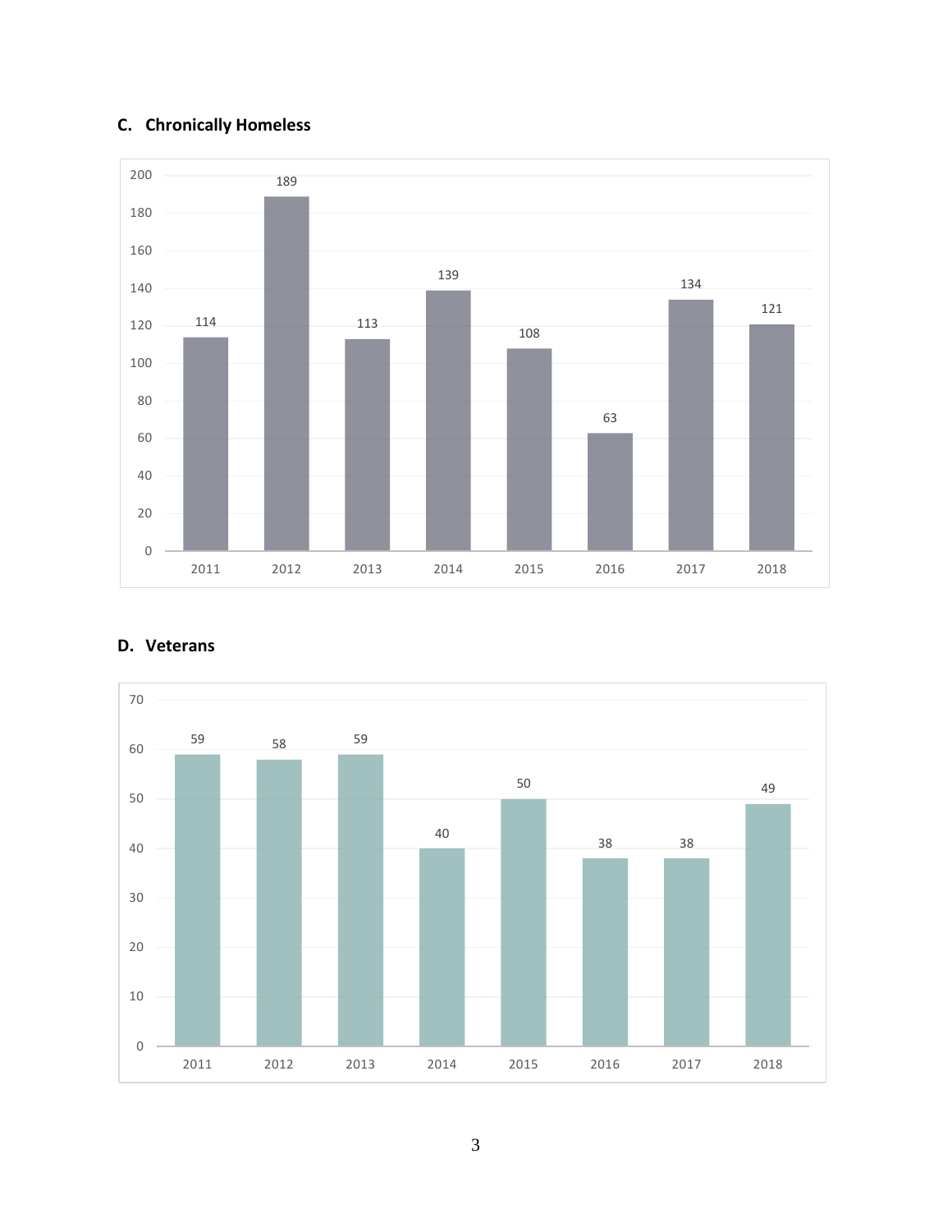### C. Chronically Homeless

| Year | Count |
|---|---|
| 2011 | 114 |
| 2012 | 189 |
| 2013 | 113 |
| 2014 | 139 |
| 2015 | 108 |
| 2016 | 63 |
| 2017 | 134 |
| 2018 | 121 |

### D. Veterans

| Year | Count |
|---|---|
| 2011 | 59 |
| 2012 | 58 |
| 2013 | 59 |
| 2014 | 40 |
| 2015 | 50 |
| 2016 | 38 |
| 2017 | 38 |
| 2018 | 49 |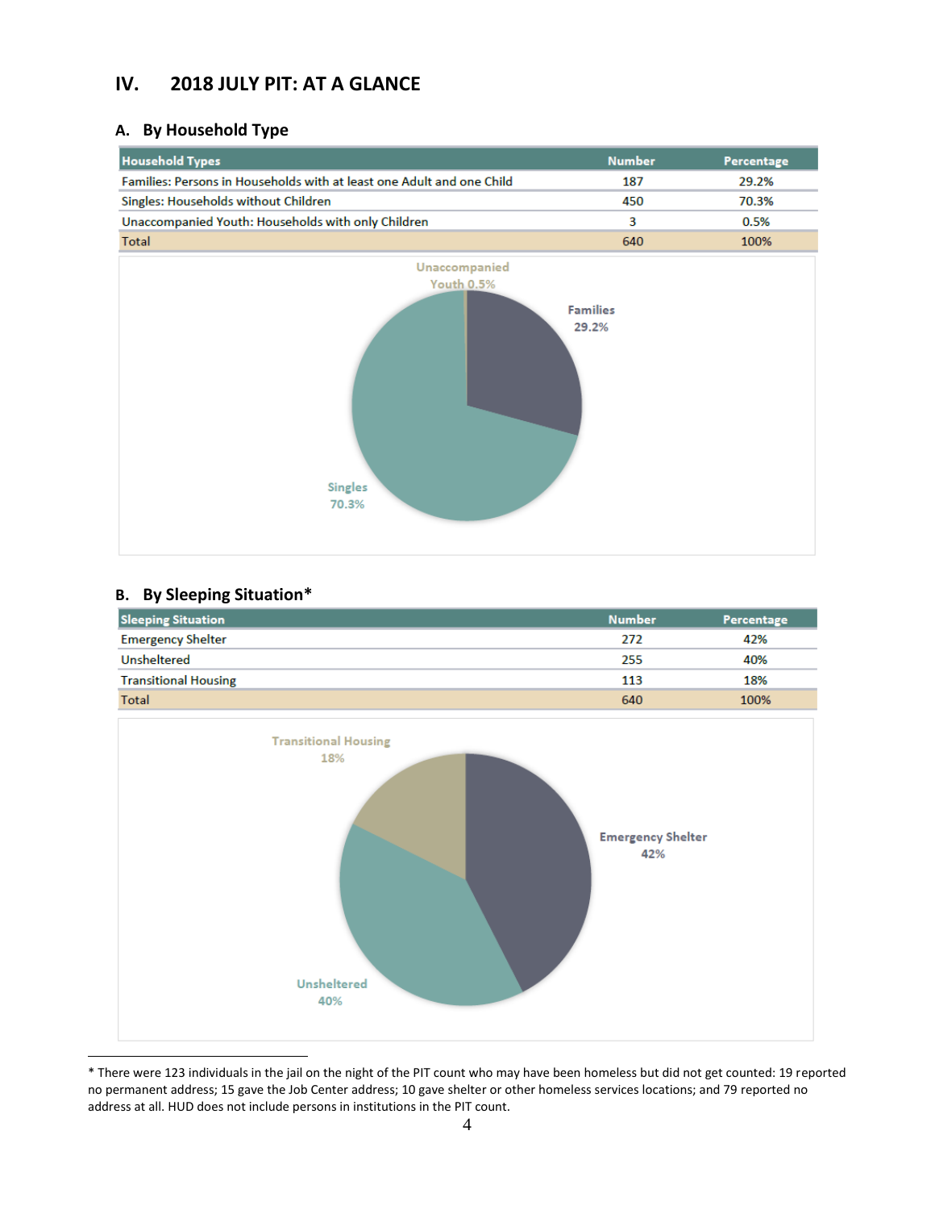## IV. 2018 JULY PIT: AT A GLANCE

### A. By Household Type

| Household Types | Number | Percentage |
|---|---|---|
| Families: Persons in Households with at least one Adult and one Child | 187 | 29.2% |
| Singles: Households without Children | 450 | 70.3% |
| Unaccompanied Youth: Households with only Children | 3 | 0.5% |
| Total | 640 | 100% |

### B. By Sleeping Situation*

| Sleeping Situation | Number | Percentage |
|---|---|---|
| Emergency Shelter | 272 | 42% |
| Unsheltered | 255 | 40% |
| Transitional Housing | 113 | 18% |
| Total | 640 | 100% |

\* There were 123 individuals in the jail on the night of the PIT count who may have been homeless but did not get counted: 19 reported no permanent address; 15 gave the Job Center address; 10 gave shelter or other homeless services locations; and 79 reported no address at all. HUD does not include persons in institutions in the PIT count.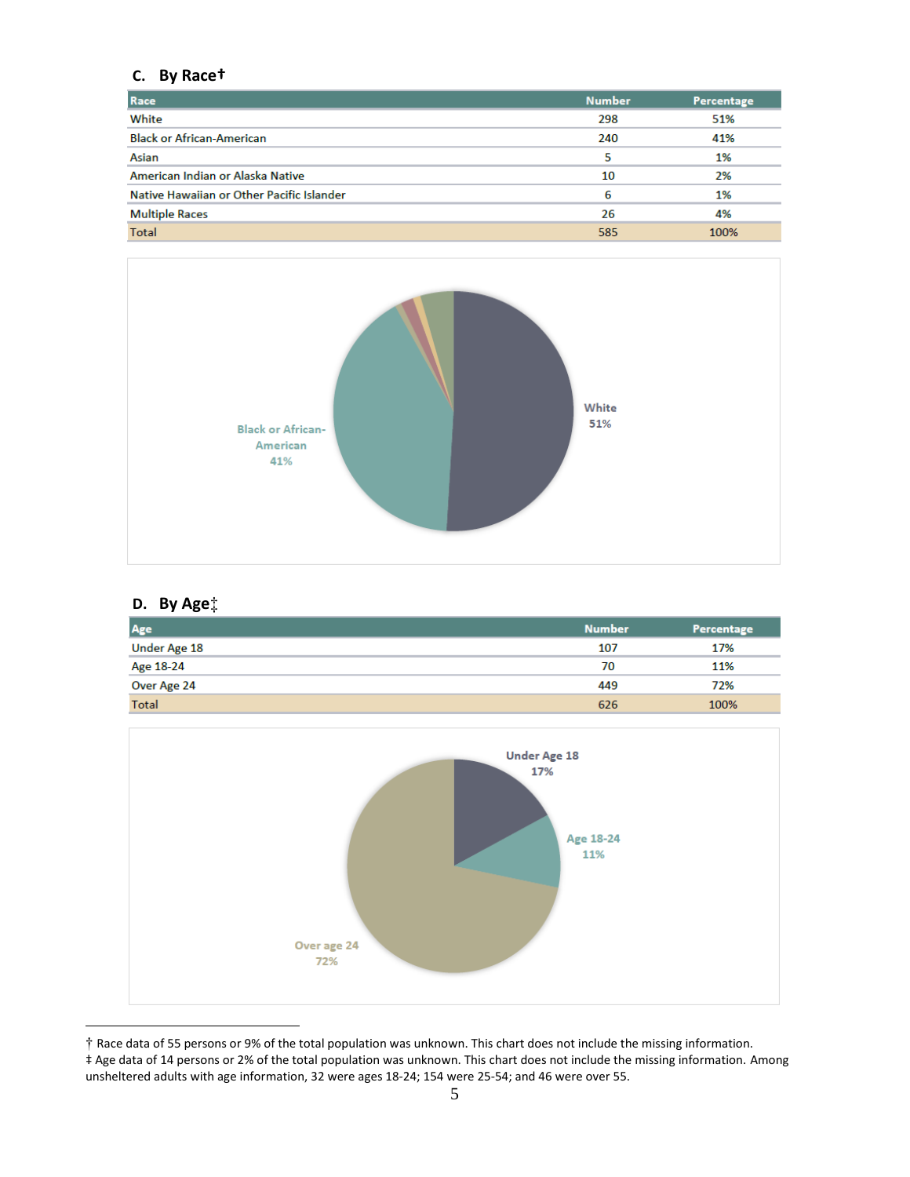### C. By Race†

| Race | Number | Percentage |
|---|---|---|
| White | 298 | 51% |
| Black or African-American | 240 | 41% |
| Asian | 5 | 1% |
| American Indian or Alaska Native | 10 | 2% |
| Native Hawaiian or Other Pacific Islander | 6 | 1% |
| Multiple Races | 26 | 4% |
| Total | 585 | 100% |

### D. By Age‡

| Age | Number | Percentage |
|---|---|---|
| Under Age 18 | 107 | 17% |
| Age 18-24 | 70 | 11% |
| Over Age 24 | 449 | 72% |
| Total | 626 | 100% |

† Race data of 55 persons or 9% of the total population was unknown. This chart does not include the missing information.
‡ Age data of 14 persons or 2% of the total population was unknown. This chart does not include the missing information. Among unsheltered adults with age information, 32 were ages 18-24; 154 were 25-54; and 46 were over 55.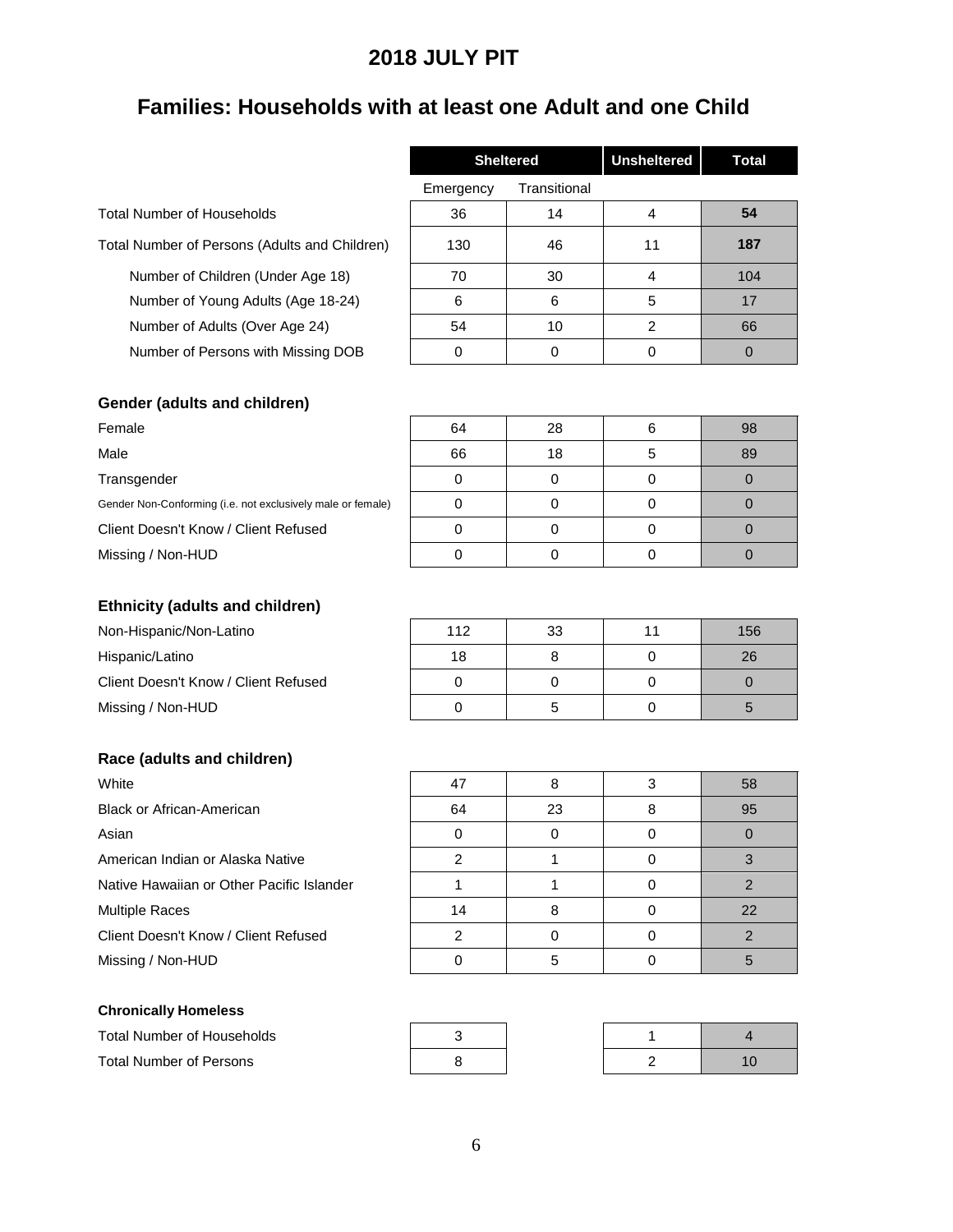# 2018 JULY PIT

## Families: Households with at least one Adult and one Child

| | Sheltered | | Unsheltered | Total |
|---|---|---|---|---|
| | Emergency | Transitional | | |
| Total Number of Households | 36 | 14 | 4 | **54** |
| Total Number of Persons (Adults and Children) | 130 | 46 | 11 | **187** |
| Number of Children (Under Age 18) | 70 | 30 | 4 | 104 |
| Number of Young Adults (Age 18-24) | 6 | 6 | 5 | 17 |
| Number of Adults (Over Age 24) | 54 | 10 | 2 | 66 |
| Number of Persons with Missing DOB | 0 | 0 | 0 | 0 |
| **Gender (adults and children)** | | | | |
| Female | 64 | 28 | 6 | 98 |
| Male | 66 | 18 | 5 | 89 |
| Transgender | 0 | 0 | 0 | 0 |
| Gender Non-Conforming (i.e. not exclusively male or female) | 0 | 0 | 0 | 0 |
| Client Doesn't Know / Client Refused | 0 | 0 | 0 | 0 |
| Missing / Non-HUD | 0 | 0 | 0 | 0 |
| **Ethnicity (adults and children)** | | | | |
| Non-Hispanic/Non-Latino | 112 | 33 | 11 | 156 |
| Hispanic/Latino | 18 | 8 | 0 | 26 |
| Client Doesn't Know / Client Refused | 0 | 0 | 0 | 0 |
| Missing / Non-HUD | 0 | 5 | 0 | 5 |
| **Race (adults and children)** | | | | |
| White | 47 | 8 | 3 | 58 |
| Black or African-American | 64 | 23 | 8 | 95 |
| Asian | 0 | 0 | 0 | 0 |
| American Indian or Alaska Native | 2 | 1 | 0 | 3 |
| Native Hawaiian or Other Pacific Islander | 1 | 1 | 0 | 2 |
| Multiple Races | 14 | 8 | 0 | 22 |
| Client Doesn't Know / Client Refused | 2 | 0 | 0 | 2 |
| Missing / Non-HUD | 0 | 5 | 0 | 5 |
| **Chronically Homeless** | | | | |
| Total Number of Households | 3 | | 1 | 4 |
| Total Number of Persons | 8 | | 2 | 10 |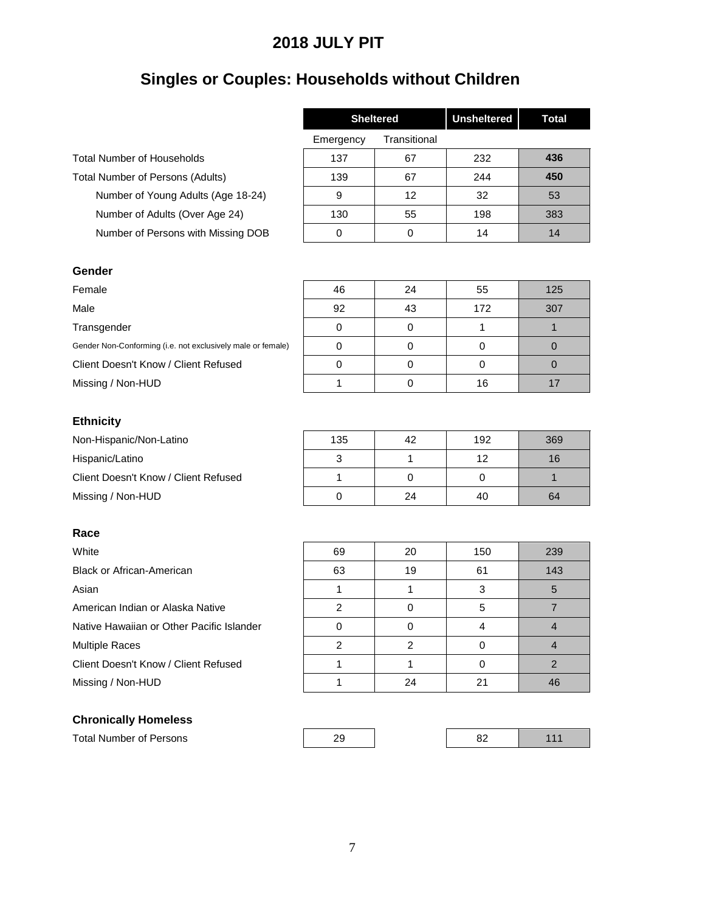# 2018 JULY PIT

## Singles or Couples: Households without Children

| | Sheltered | | Unsheltered | Total |
|---|---|---|---|---|
| | Emergency | Transitional | | |
| Total Number of Households | 137 | 67 | 232 | **436** |
| Total Number of Persons (Adults) | 139 | 67 | 244 | **450** |
| Number of Young Adults (Age 18-24) | 9 | 12 | 32 | 53 |
| Number of Adults (Over Age 24) | 130 | 55 | 198 | 383 |
| Number of Persons with Missing DOB | 0 | 0 | 14 | 14 |
| **Gender** | | | | |
| Female | 46 | 24 | 55 | 125 |
| Male | 92 | 43 | 172 | 307 |
| Transgender | 0 | 0 | 1 | 1 |
| Gender Non-Conforming (i.e. not exclusively male or female) | 0 | 0 | 0 | 0 |
| Client Doesn't Know / Client Refused | 0 | 0 | 0 | 0 |
| Missing / Non-HUD | 1 | 0 | 16 | 17 |
| **Ethnicity** | | | | |
| Non-Hispanic/Non-Latino | 135 | 42 | 192 | 369 |
| Hispanic/Latino | 3 | 1 | 12 | 16 |
| Client Doesn't Know / Client Refused | 1 | 0 | 0 | 1 |
| Missing / Non-HUD | 0 | 24 | 40 | 64 |
| **Race** | | | | |
| White | 69 | 20 | 150 | 239 |
| Black or African-American | 63 | 19 | 61 | 143 |
| Asian | 1 | 1 | 3 | 5 |
| American Indian or Alaska Native | 2 | 0 | 5 | 7 |
| Native Hawaiian or Other Pacific Islander | 0 | 0 | 4 | 4 |
| Multiple Races | 2 | 2 | 0 | 4 |
| Client Doesn't Know / Client Refused | 1 | 1 | 0 | 2 |
| Missing / Non-HUD | 1 | 24 | 21 | 46 |
| **Chronically Homeless** | | | | |
| Total Number of Persons | 29 | | 82 | 111 |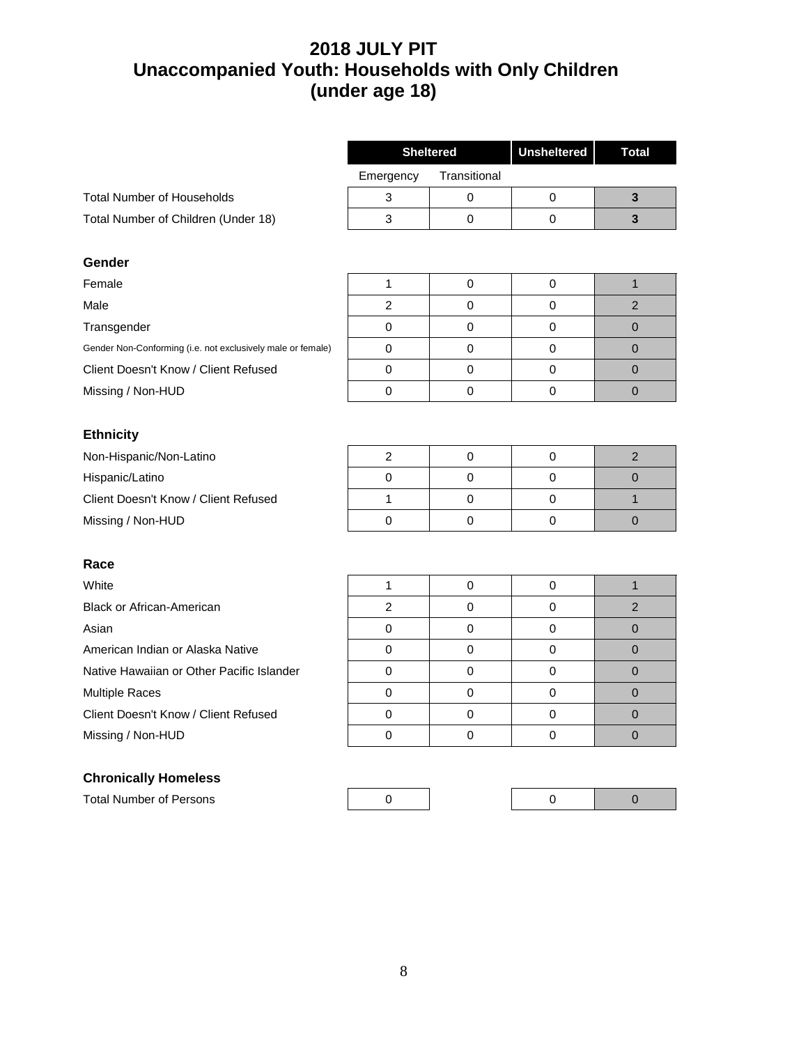# 2018 JULY PIT
# Unaccompanied Youth: Households with Only Children (under age 18)

| | Sheltered | | Unsheltered | Total |
|---|---|---|---|---|
| | Emergency | Transitional | | |
| Total Number of Households | 3 | 0 | 0 | **3** |
| Total Number of Children (Under 18) | 3 | 0 | 0 | **3** |
| **Gender** | | | | |
| Female | 1 | 0 | 0 | 1 |
| Male | 2 | 0 | 0 | 2 |
| Transgender | 0 | 0 | 0 | 0 |
| Gender Non-Conforming (i.e. not exclusively male or female) | 0 | 0 | 0 | 0 |
| Client Doesn't Know / Client Refused | 0 | 0 | 0 | 0 |
| Missing / Non-HUD | 0 | 0 | 0 | 0 |
| **Ethnicity** | | | | |
| Non-Hispanic/Non-Latino | 2 | 0 | 0 | 2 |
| Hispanic/Latino | 0 | 0 | 0 | 0 |
| Client Doesn't Know / Client Refused | 1 | 0 | 0 | 1 |
| Missing / Non-HUD | 0 | 0 | 0 | 0 |
| **Race** | | | | |
| White | 1 | 0 | 0 | 1 |
| Black or African-American | 2 | 0 | 0 | 2 |
| Asian | 0 | 0 | 0 | 0 |
| American Indian or Alaska Native | 0 | 0 | 0 | 0 |
| Native Hawaiian or Other Pacific Islander | 0 | 0 | 0 | 0 |
| Multiple Races | 0 | 0 | 0 | 0 |
| Client Doesn't Know / Client Refused | 0 | 0 | 0 | 0 |
| Missing / Non-HUD | 0 | 0 | 0 | 0 |
| **Chronically Homeless** | | | | |
| Total Number of Persons | 0 | | 0 | 0 |